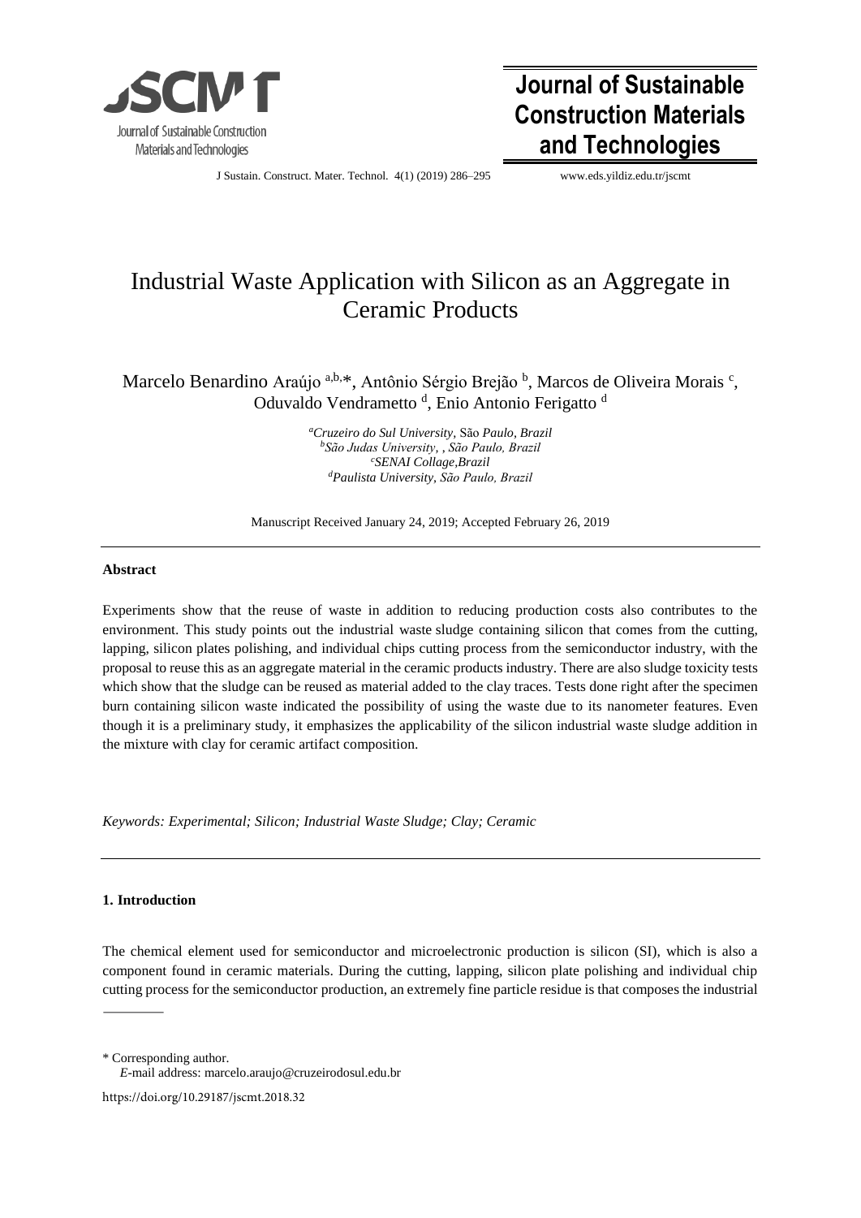# Industrial Waste Application with Silicon as an Aggregate in Ceramic Products

Marcelo Benardino Araújo [a,b,*], Antônio Sérgio Brejão [b], Marcos de Oliveira Morais [c], Oduvaldo Vendrametto [d], Enio Antonio Ferigatto [d]

[a] *Cruzeiro do Sul University,* São *Paulo, Brazil*
[b] *São Judas University, , São Paulo, Brazil*
[c] *SENAI Collage,Brazil*
[d] *Paulista University, São Paulo, Brazil*

Manuscript Received January 24, 2019; Accepted February 26, 2019

---

**Abstract**

Experiments show that the reuse of waste in addition to reducing production costs also contributes to the environment. This study points out the industrial waste sludge containing silicon that comes from the cutting, lapping, silicon plates polishing, and individual chips cutting process from the semiconductor industry, with the proposal to reuse this as an aggregate material in the ceramic products industry. There are also sludge toxicity tests which show that the sludge can be reused as material added to the clay traces. Tests done right after the specimen burn containing silicon waste indicated the possibility of using the waste due to its nanometer features. Even though it is a preliminary study, it emphasizes the applicability of the silicon industrial waste sludge addition in the mixture with clay for ceramic artifact composition.

*Keywords: Experimental; Silicon; Industrial Waste Sludge; Clay; Ceramic*

---

## 1. Introduction

The chemical element used for semiconductor and microelectronic production is silicon (SI), which is also a component found in ceramic materials. During the cutting, lapping, silicon plate polishing and individual chip cutting process for the semiconductor production, an extremely fine particle residue is that composes the industrial

---

\* Corresponding author.
*E*-mail address: marcelo.araujo@cruzeirodosul.edu.br

https://doi.org/10.29187/jscmt.2018.32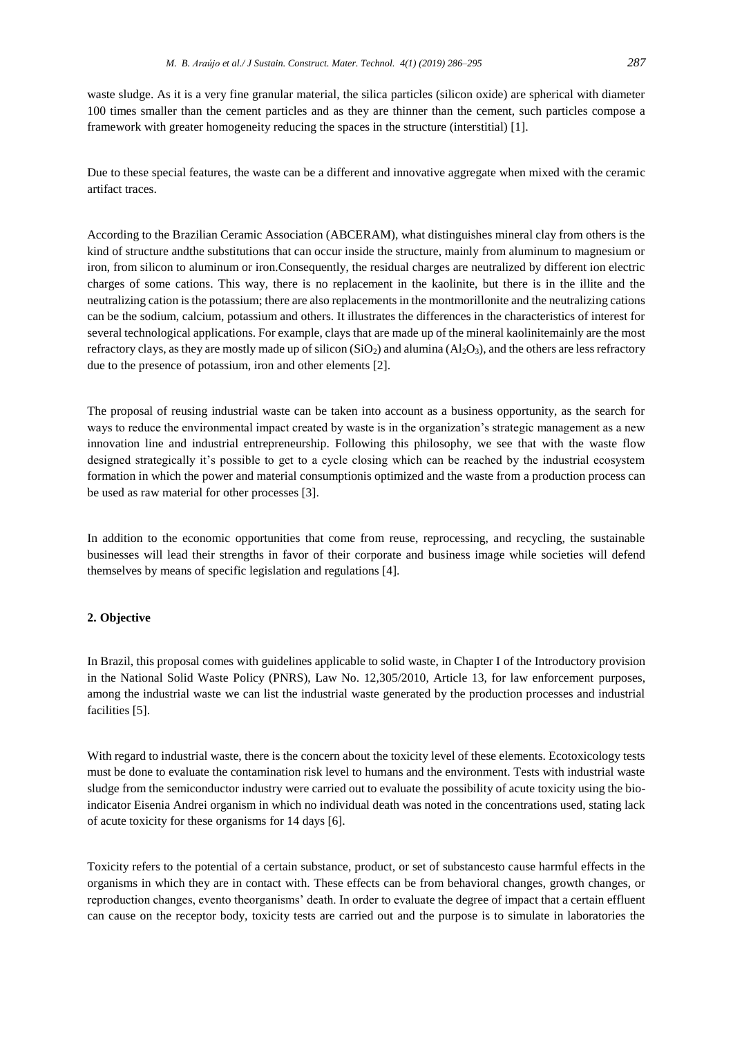waste sludge. As it is a very fine granular material, the silica particles (silicon oxide) are spherical with diameter 100 times smaller than the cement particles and as they are thinner than the cement, such particles compose a framework with greater homogeneity reducing the spaces in the structure (interstitial) [1].

Due to these special features, the waste can be a different and innovative aggregate when mixed with the ceramic artifact traces.

According to the Brazilian Ceramic Association (ABCERAM), what distinguishes mineral clay from others is the kind of structure andthe substitutions that can occur inside the structure, mainly from aluminum to magnesium or iron, from silicon to aluminum or iron.Consequently, the residual charges are neutralized by different ion electric charges of some cations. This way, there is no replacement in the kaolinite, but there is in the illite and the neutralizing cation is the potassium; there are also replacements in the montmorillonite and the neutralizing cations can be the sodium, calcium, potassium and others. It illustrates the differences in the characteristics of interest for several technological applications. For example, clays that are made up of the mineral kaolinitemainly are the most refractory clays, as they are mostly made up of silicon ($SiO_2$) and alumina ($Al_2O_3$), and the others are less refractory due to the presence of potassium, iron and other elements [2].

The proposal of reusing industrial waste can be taken into account as a business opportunity, as the search for ways to reduce the environmental impact created by waste is in the organization's strategic management as a new innovation line and industrial entrepreneurship. Following this philosophy, we see that with the waste flow designed strategically it's possible to get to a cycle closing which can be reached by the industrial ecosystem formation in which the power and material consumptionis optimized and the waste from a production process can be used as raw material for other processes [3].

In addition to the economic opportunities that come from reuse, reprocessing, and recycling, the sustainable businesses will lead their strengths in favor of their corporate and business image while societies will defend themselves by means of specific legislation and regulations [4].

## 2. Objective

In Brazil, this proposal comes with guidelines applicable to solid waste, in Chapter I of the Introductory provision in the National Solid Waste Policy (PNRS), Law No. 12,305/2010, Article 13, for law enforcement purposes, among the industrial waste we can list the industrial waste generated by the production processes and industrial facilities [5].

With regard to industrial waste, there is the concern about the toxicity level of these elements. Ecotoxicology tests must be done to evaluate the contamination risk level to humans and the environment. Tests with industrial waste sludge from the semiconductor industry were carried out to evaluate the possibility of acute toxicity using the bio-indicator Eisenia Andrei organism in which no individual death was noted in the concentrations used, stating lack of acute toxicity for these organisms for 14 days [6].

Toxicity refers to the potential of a certain substance, product, or set of substancesto cause harmful effects in the organisms in which they are in contact with. These effects can be from behavioral changes, growth changes, or reproduction changes, evento theorganisms' death. In order to evaluate the degree of impact that a certain effluent can cause on the receptor body, toxicity tests are carried out and the purpose is to simulate in laboratories the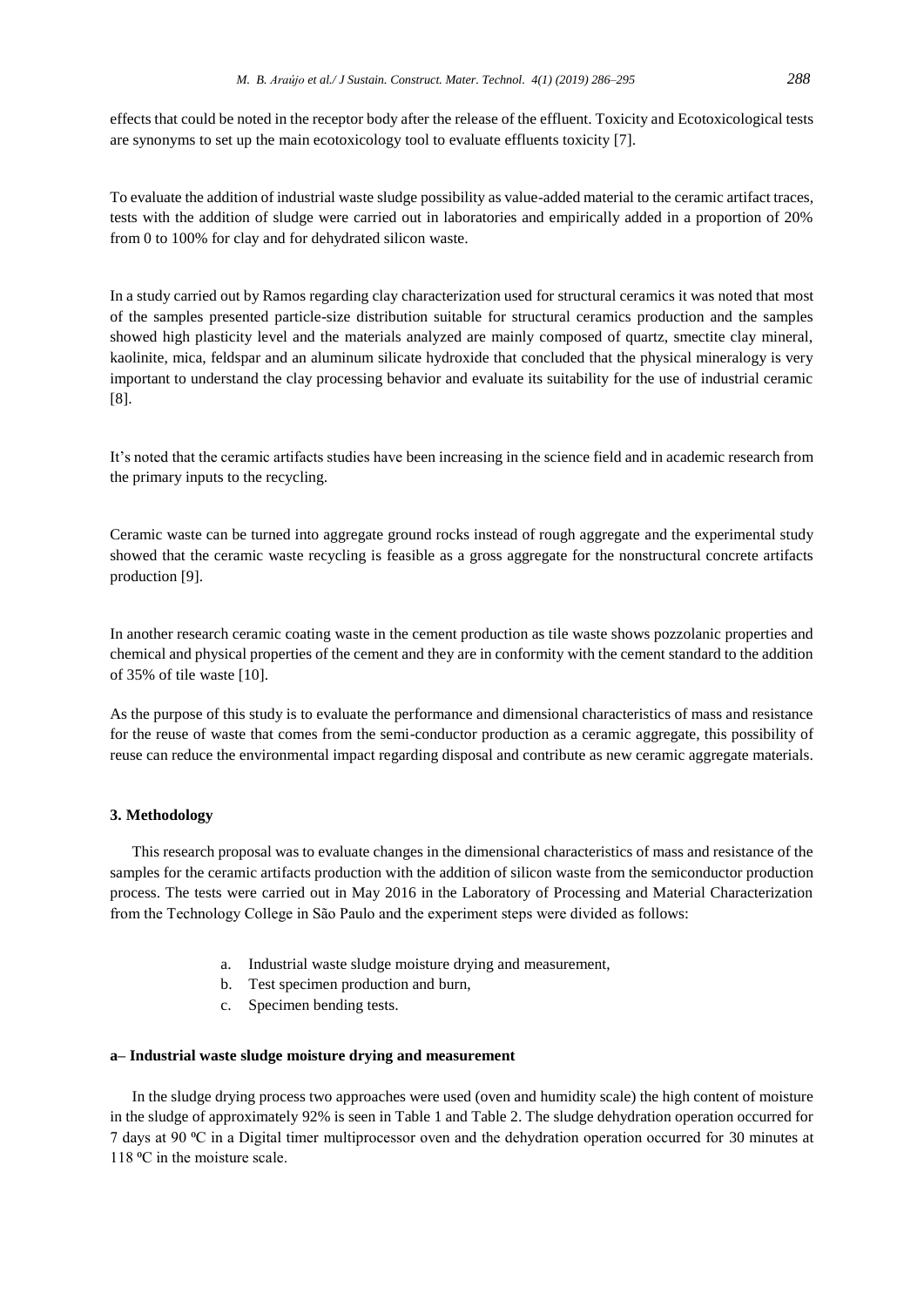effects that could be noted in the receptor body after the release of the effluent. Toxicity and Ecotoxicological tests are synonyms to set up the main ecotoxicology tool to evaluate effluents toxicity [7].

To evaluate the addition of industrial waste sludge possibility as value-added material to the ceramic artifact traces, tests with the addition of sludge were carried out in laboratories and empirically added in a proportion of 20% from 0 to 100% for clay and for dehydrated silicon waste.

In a study carried out by Ramos regarding clay characterization used for structural ceramics it was noted that most of the samples presented particle-size distribution suitable for structural ceramics production and the samples showed high plasticity level and the materials analyzed are mainly composed of quartz, smectite clay mineral, kaolinite, mica, feldspar and an aluminum silicate hydroxide that concluded that the physical mineralogy is very important to understand the clay processing behavior and evaluate its suitability for the use of industrial ceramic [8].

It's noted that the ceramic artifacts studies have been increasing in the science field and in academic research from the primary inputs to the recycling.

Ceramic waste can be turned into aggregate ground rocks instead of rough aggregate and the experimental study showed that the ceramic waste recycling is feasible as a gross aggregate for the nonstructural concrete artifacts production [9].

In another research ceramic coating waste in the cement production as tile waste shows pozzolanic properties and chemical and physical properties of the cement and they are in conformity with the cement standard to the addition of 35% of tile waste [10].

As the purpose of this study is to evaluate the performance and dimensional characteristics of mass and resistance for the reuse of waste that comes from the semi-conductor production as a ceramic aggregate, this possibility of reuse can reduce the environmental impact regarding disposal and contribute as new ceramic aggregate materials.

## 3. Methodology

This research proposal was to evaluate changes in the dimensional characteristics of mass and resistance of the samples for the ceramic artifacts production with the addition of silicon waste from the semiconductor production process. The tests were carried out in May 2016 in the Laboratory of Processing and Material Characterization from the Technology College in São Paulo and the experiment steps were divided as follows:

a. Industrial waste sludge moisture drying and measurement,
b. Test specimen production and burn,
c. Specimen bending tests.

### a– Industrial waste sludge moisture drying and measurement

In the sludge drying process two approaches were used (oven and humidity scale) the high content of moisture in the sludge of approximately 92% is seen in Table 1 and Table 2. The sludge dehydration operation occurred for 7 days at 90 ºC in a Digital timer multiprocessor oven and the dehydration operation occurred for 30 minutes at 118 ºC in the moisture scale.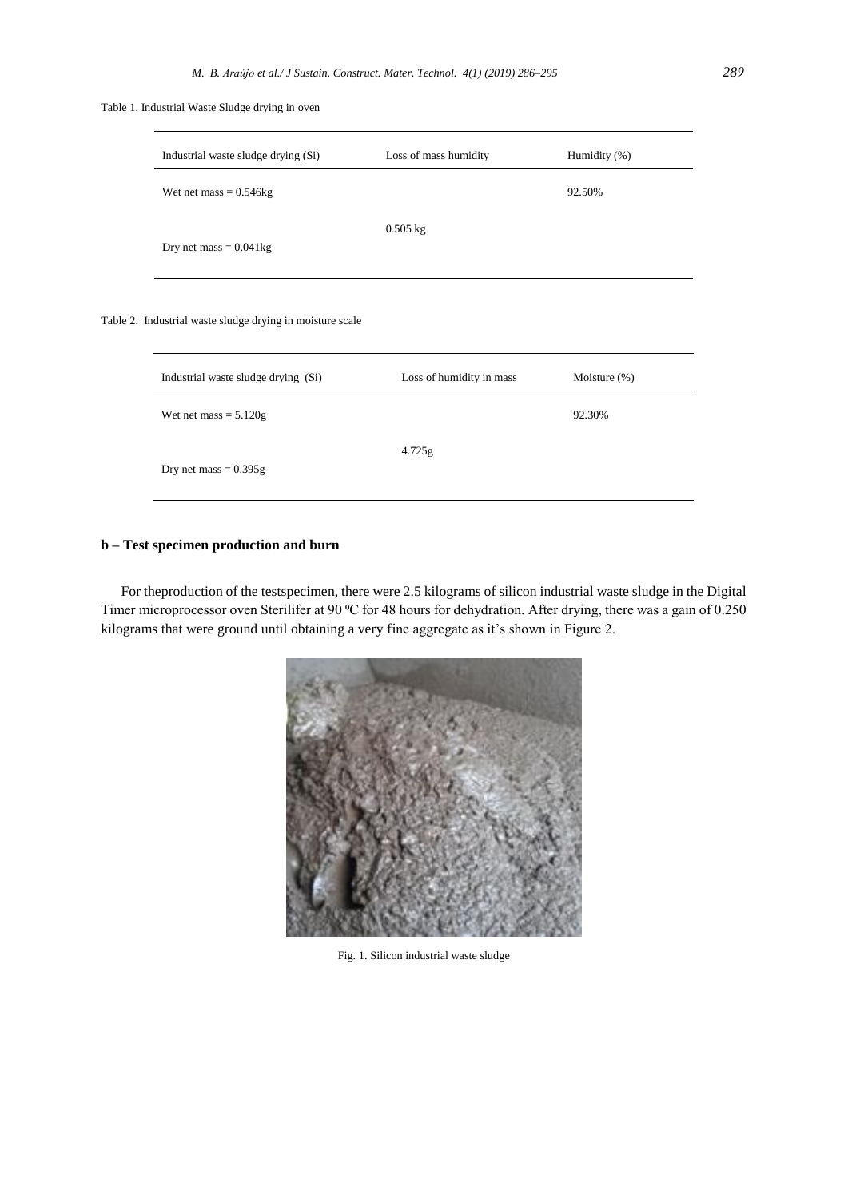Table 1. Industrial Waste Sludge drying in oven

| Industrial waste sludge drying (Si) | Loss of mass humidity | Humidity (%) |
|---|---|---|
| Wet net mass = 0.546kg | | 92.50% |
| | 0.505 kg | |
| Dry net mass = 0.041kg | | |

Table 2. Industrial waste sludge drying in moisture scale

| Industrial waste sludge drying (Si) | Loss of humidity in mass | Moisture (%) |
|---|---|---|
| Wet net mass = 5.120g | | 92.30% |
| | 4.725g | |
| Dry net mass = 0.395g | | |

**b – Test specimen production and burn**

For theproduction of the testspecimen, there were 2.5 kilograms of silicon industrial waste sludge in the Digital Timer microprocessor oven Sterilifer at 90 ºC for 48 hours for dehydration. After drying, there was a gain of 0.250 kilograms that were ground until obtaining a very fine aggregate as it's shown in Figure 2.

Fig. 1. Silicon industrial waste sludge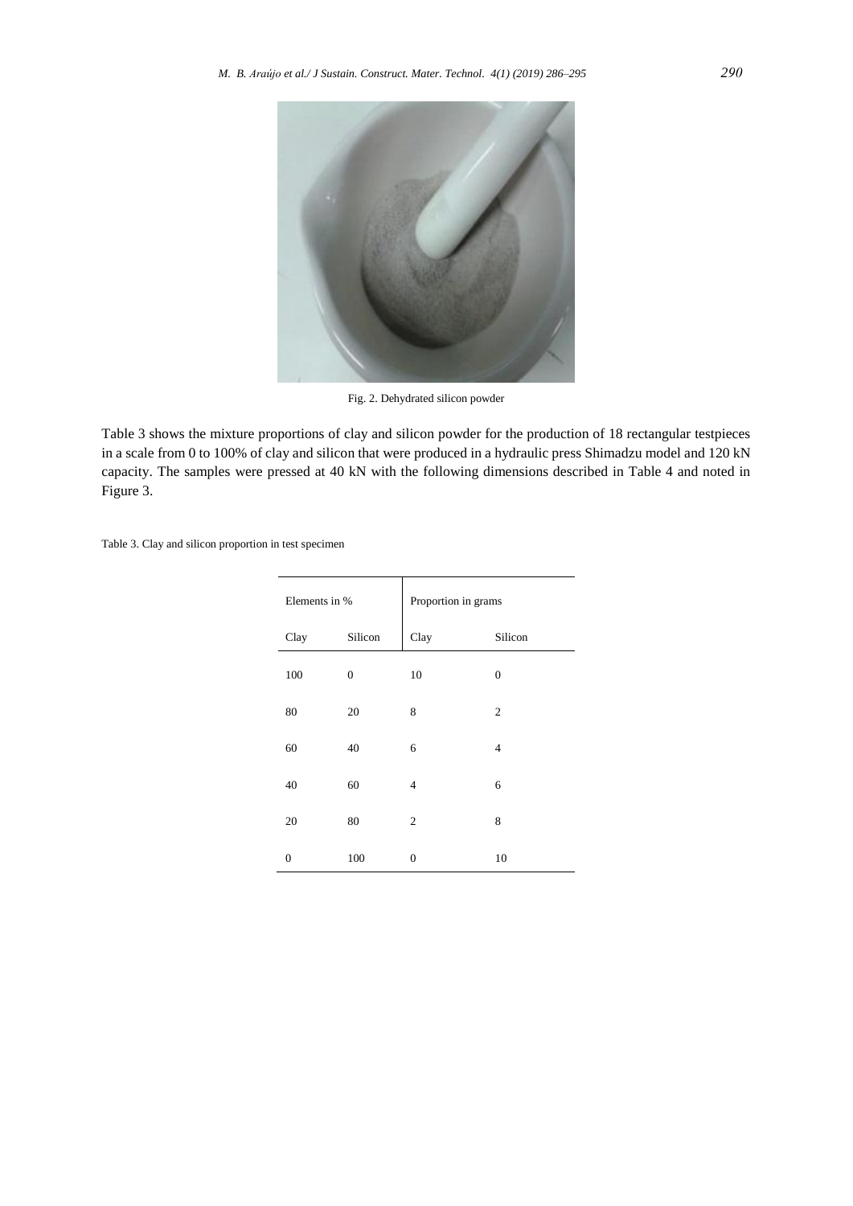Fig. 2. Dehydrated silicon powder

Table 3 shows the mixture proportions of clay and silicon powder for the production of 18 rectangular testpieces in a scale from 0 to 100% of clay and silicon that were produced in a hydraulic press Shimadzu model and 120 kN capacity. The samples were pressed at 40 kN with the following dimensions described in Table 4 and noted in Figure 3.

Table 3. Clay and silicon proportion in test specimen

| Elements in % | | Proportion in grams | |
|---|---|---|---|
| Clay | Silicon | Clay | Silicon |
| 100 | 0 | 10 | 0 |
| 80 | 20 | 8 | 2 |
| 60 | 40 | 6 | 4 |
| 40 | 60 | 4 | 6 |
| 20 | 80 | 2 | 8 |
| 0 | 100 | 0 | 10 |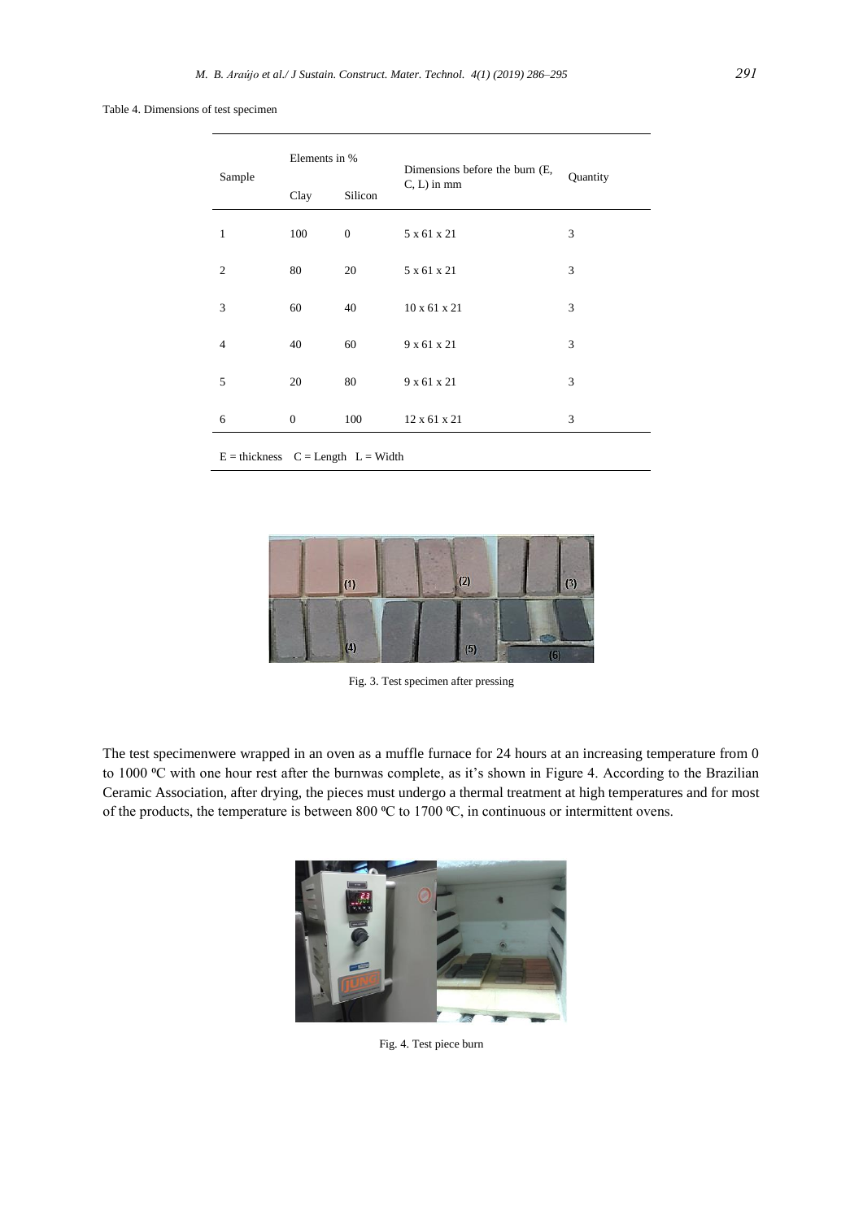Table 4. Dimensions of test specimen

| Sample | Elements in % | | Dimensions before the burn (E, C, L) in mm | Quantity |
|---|---|---|---|---|
| | Clay | Silicon | | |
| 1 | 100 | 0 | 5 x 61 x 21 | 3 |
| 2 | 80 | 20 | 5 x 61 x 21 | 3 |
| 3 | 60 | 40 | 10 x 61 x 21 | 3 |
| 4 | 40 | 60 | 9 x 61 x 21 | 3 |
| 5 | 20 | 80 | 9 x 61 x 21 | 3 |
| 6 | 0 | 100 | 12 x 61 x 21 | 3 |

E = thickness   C = Length   L = Width

Fig. 3. Test specimen after pressing

The test specimenwere wrapped in an oven as a muffle furnace for 24 hours at an increasing temperature from 0 to 1000 ºC with one hour rest after the burnwas complete, as it's shown in Figure 4. According to the Brazilian Ceramic Association, after drying, the pieces must undergo a thermal treatment at high temperatures and for most of the products, the temperature is between 800 ºC to 1700 ºC, in continuous or intermittent ovens.

Fig. 4. Test piece burn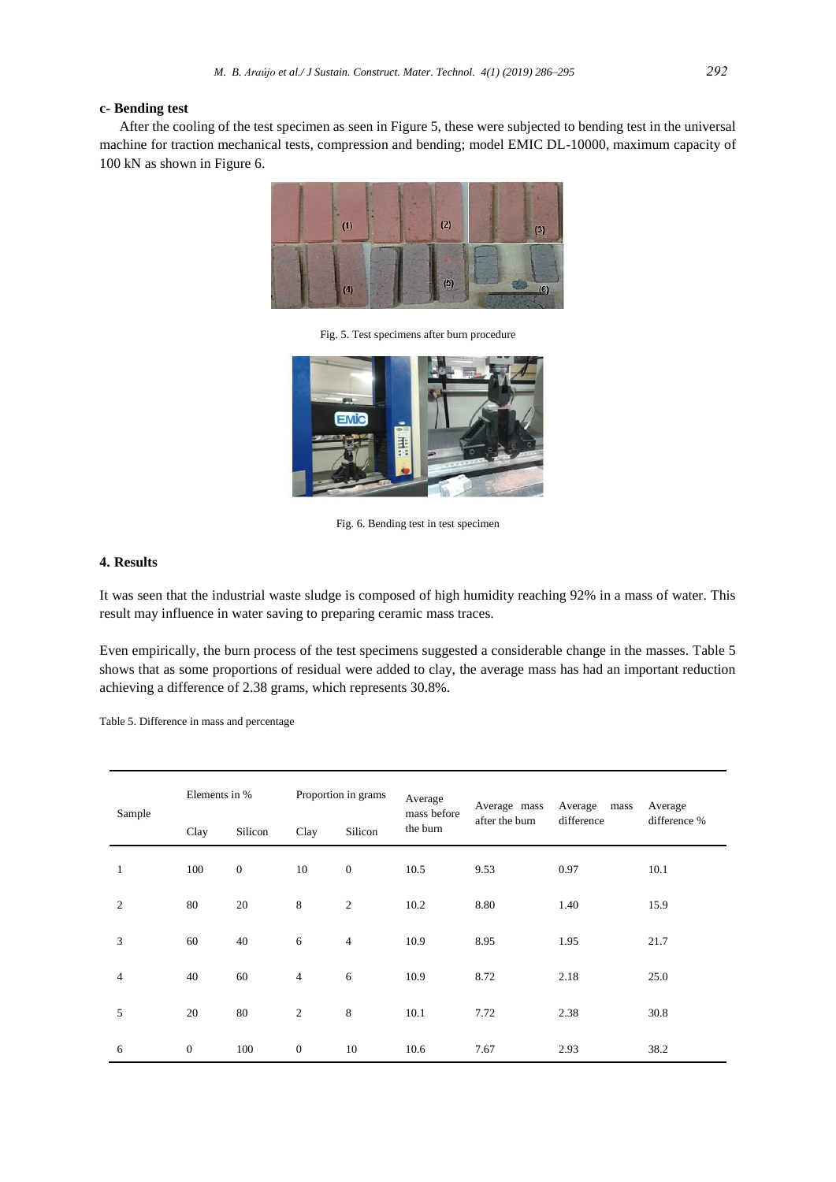### c- Bending test

After the cooling of the test specimen as seen in Figure 5, these were subjected to bending test in the universal machine for traction mechanical tests, compression and bending; model EMIC DL-10000, maximum capacity of 100 kN as shown in Figure 6.

Fig. 5. Test specimens after burn procedure

Fig. 6. Bending test in test specimen

## 4. Results

It was seen that the industrial waste sludge is composed of high humidity reaching 92% in a mass of water. This result may influence in water saving to preparing ceramic mass traces.

Even empirically, the burn process of the test specimens suggested a considerable change in the masses. Table 5 shows that as some proportions of residual were added to clay, the average mass has had an important reduction achieving a difference of 2.38 grams, which represents 30.8%.

Table 5. Difference in mass and percentage

| Sample | Elements in % | | Proportion in grams | | Average mass before the burn | Average mass after the burn | Average mass difference | Average difference % |
|---|---|---|---|---|---|---|---|---|
| | Clay | Silicon | Clay | Silicon | | | | |
| 1 | 100 | 0 | 10 | 0 | 10.5 | 9.53 | 0.97 | 10.1 |
| 2 | 80 | 20 | 8 | 2 | 10.2 | 8.80 | 1.40 | 15.9 |
| 3 | 60 | 40 | 6 | 4 | 10.9 | 8.95 | 1.95 | 21.7 |
| 4 | 40 | 60 | 4 | 6 | 10.9 | 8.72 | 2.18 | 25.0 |
| 5 | 20 | 80 | 2 | 8 | 10.1 | 7.72 | 2.38 | 30.8 |
| 6 | 0 | 100 | 0 | 10 | 10.6 | 7.67 | 2.93 | 38.2 |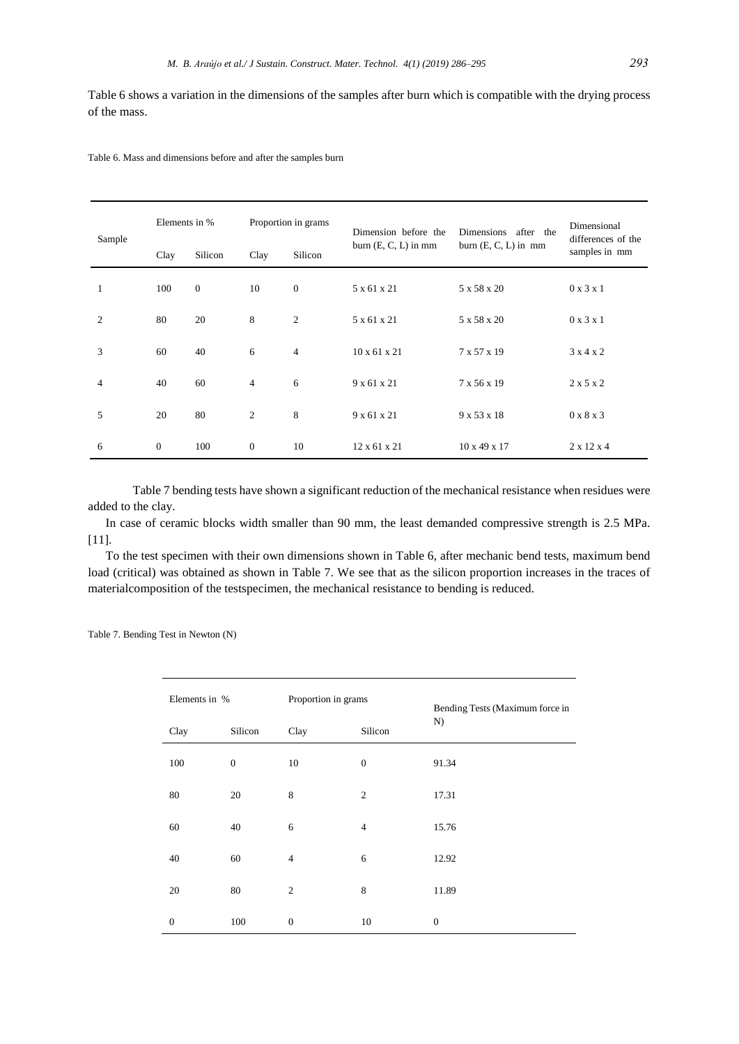Table 6 shows a variation in the dimensions of the samples after burn which is compatible with the drying process of the mass.

Table 6. Mass and dimensions before and after the samples burn

| Sample | Elements in % | | Proportion in grams | | Dimension before the burn (E, C, L) in mm | Dimensions after the burn (E, C, L) in mm | Dimensional differences of the samples in mm |
|---|---|---|---|---|---|---|---|
| | Clay | Silicon | Clay | Silicon | | | |
| 1 | 100 | 0 | 10 | 0 | 5 x 61 x 21 | 5 x 58 x 20 | 0 x 3 x 1 |
| 2 | 80 | 20 | 8 | 2 | 5 x 61 x 21 | 5 x 58 x 20 | 0 x 3 x 1 |
| 3 | 60 | 40 | 6 | 4 | 10 x 61 x 21 | 7 x 57 x 19 | 3 x 4 x 2 |
| 4 | 40 | 60 | 4 | 6 | 9 x 61 x 21 | 7 x 56 x 19 | 2 x 5 x 2 |
| 5 | 20 | 80 | 2 | 8 | 9 x 61 x 21 | 9 x 53 x 18 | 0 x 8 x 3 |
| 6 | 0 | 100 | 0 | 10 | 12 x 61 x 21 | 10 x 49 x 17 | 2 x 12 x 4 |

Table 7 bending tests have shown a significant reduction of the mechanical resistance when residues were added to the clay.

In case of ceramic blocks width smaller than 90 mm, the least demanded compressive strength is 2.5 MPa. [11].

To the test specimen with their own dimensions shown in Table 6, after mechanic bend tests, maximum bend load (critical) was obtained as shown in Table 7. We see that as the silicon proportion increases in the traces of materialcomposition of the testspecimen, the mechanical resistance to bending is reduced.

Table 7. Bending Test in Newton (N)

| Elements in % | | Proportion in grams | | Bending Tests (Maximum force in N) |
|---|---|---|---|---|
| Clay | Silicon | Clay | Silicon | |
| 100 | 0 | 10 | 0 | 91.34 |
| 80 | 20 | 8 | 2 | 17.31 |
| 60 | 40 | 6 | 4 | 15.76 |
| 40 | 60 | 4 | 6 | 12.92 |
| 20 | 80 | 2 | 8 | 11.89 |
| 0 | 100 | 0 | 10 | 0 |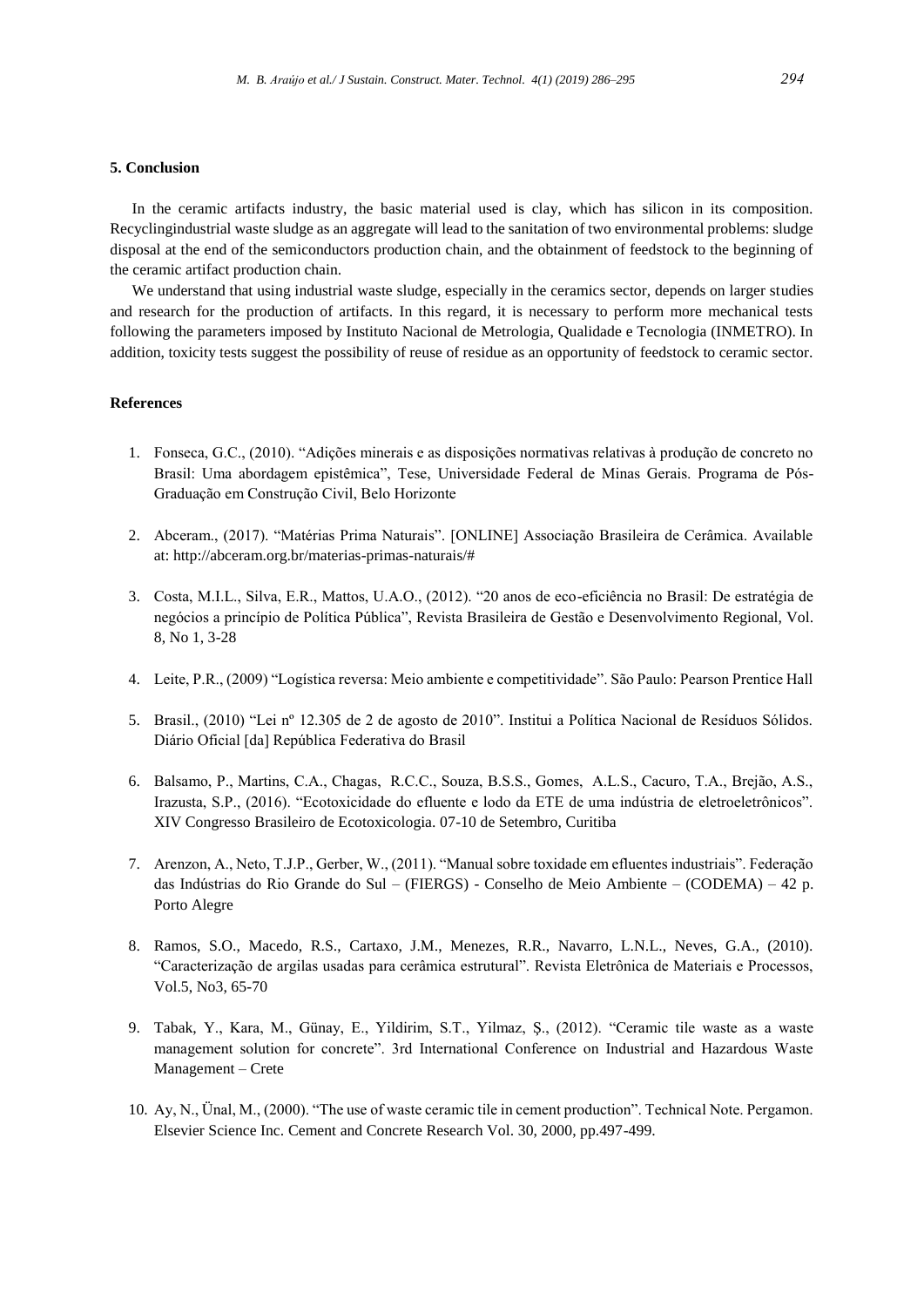## 5. Conclusion

In the ceramic artifacts industry, the basic material used is clay, which has silicon in its composition. Recyclingindustrial waste sludge as an aggregate will lead to the sanitation of two environmental problems: sludge disposal at the end of the semiconductors production chain, and the obtainment of feedstock to the beginning of the ceramic artifact production chain.

We understand that using industrial waste sludge, especially in the ceramics sector, depends on larger studies and research for the production of artifacts. In this regard, it is necessary to perform more mechanical tests following the parameters imposed by Instituto Nacional de Metrologia, Qualidade e Tecnologia (INMETRO). In addition, toxicity tests suggest the possibility of reuse of residue as an opportunity of feedstock to ceramic sector.

## References

1. Fonseca, G.C., (2010). "Adições minerais e as disposições normativas relativas à produção de concreto no Brasil: Uma abordagem epistêmica", Tese, Universidade Federal de Minas Gerais. Programa de Pós-Graduação em Construção Civil, Belo Horizonte

2. Abceram., (2017). "Matérias Prima Naturais". [ONLINE] Associação Brasileira de Cerâmica. Available at: http://abceram.org.br/materias-primas-naturais/#

3. Costa, M.I.L., Silva, E.R., Mattos, U.A.O., (2012). "20 anos de eco-eficiência no Brasil: De estratégia de negócios a princípio de Política Pública", Revista Brasileira de Gestão e Desenvolvimento Regional, Vol. 8, No 1, 3-28

4. Leite, P.R., (2009) "Logística reversa: Meio ambiente e competitividade". São Paulo: Pearson Prentice Hall

5. Brasil., (2010) "Lei nº 12.305 de 2 de agosto de 2010". Institui a Política Nacional de Resíduos Sólidos. Diário Oficial [da] República Federativa do Brasil

6. Balsamo, P., Martins, C.A., Chagas, R.C.C., Souza, B.S.S., Gomes, A.L.S., Cacuro, T.A., Brejão, A.S., Irazusta, S.P., (2016). "Ecotoxicidade do efluente e lodo da ETE de uma indústria de eletroeletrônicos". XIV Congresso Brasileiro de Ecotoxicologia. 07-10 de Setembro, Curitiba

7. Arenzon, A., Neto, T.J.P., Gerber, W., (2011). "Manual sobre toxidade em efluentes industriais". Federação das Indústrias do Rio Grande do Sul – (FIERGS) - Conselho de Meio Ambiente – (CODEMA) – 42 p. Porto Alegre

8. Ramos, S.O., Macedo, R.S., Cartaxo, J.M., Menezes, R.R., Navarro, L.N.L., Neves, G.A., (2010). "Caracterização de argilas usadas para cerâmica estrutural". Revista Eletrônica de Materiais e Processos, Vol.5, No3, 65-70

9. Tabak, Y., Kara, M., Günay, E., Yildirim, S.T., Yilmaz, Ş., (2012). "Ceramic tile waste as a waste management solution for concrete". 3rd International Conference on Industrial and Hazardous Waste Management – Crete

10. Ay, N., Ünal, M., (2000). "The use of waste ceramic tile in cement production". Technical Note. Pergamon. Elsevier Science Inc. Cement and Concrete Research Vol. 30, 2000, pp.497-499.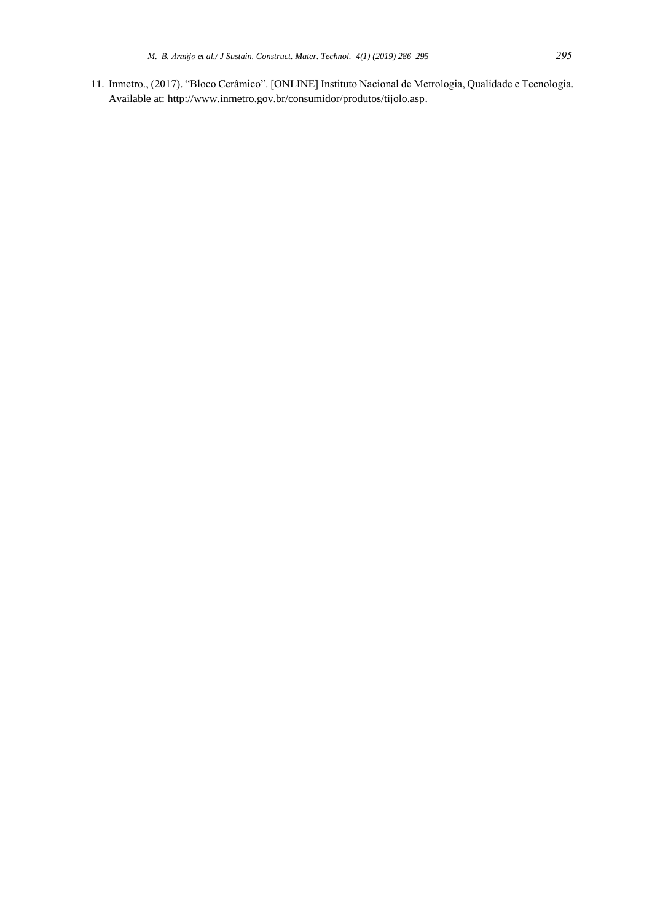11. Inmetro., (2017). “Bloco Cerâmico”. [ONLINE] Instituto Nacional de Metrologia, Qualidade e Tecnologia. Available at: http://www.inmetro.gov.br/consumidor/produtos/tijolo.asp.